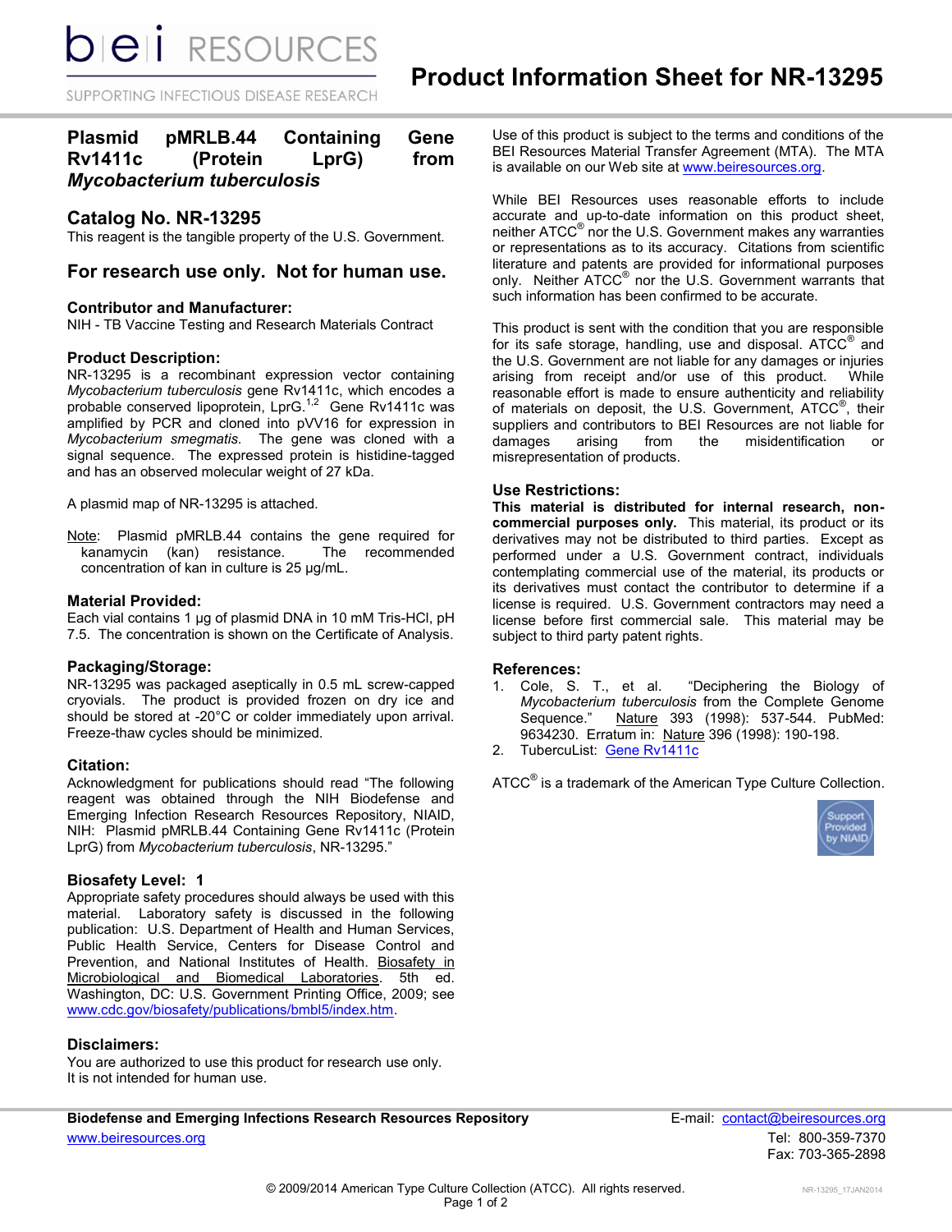# Product Information Sheet for NR-13295

## Plasmid pMRLB.44 Containing Gene Rv1411c (Protein LprG) from *Mycobacterium tuberculosis*

## Catalog No. NR-13295

This reagent is the tangible property of the U.S. Government.

## For research use only. Not for human use.

### Contributor and Manufacturer:

NIH - TB Vaccine Testing and Research Materials Contract

### Product Description:

NR-13295 is a recombinant expression vector containing *Mycobacterium tuberculosis* gene Rv1411c, which encodes a probable conserved lipoprotein, LprG.[1,2] Gene Rv1411c was amplified by PCR and cloned into pVV16 for expression in *Mycobacterium smegmatis*. The gene was cloned with a signal sequence. The expressed protein is histidine-tagged and has an observed molecular weight of 27 kDa.

A plasmid map of NR-13295 is attached.

Note: Plasmid pMRLB.44 contains the gene required for kanamycin (kan) resistance. The recommended concentration of kan in culture is 25 µg/mL.

### Material Provided:

Each vial contains 1 µg of plasmid DNA in 10 mM Tris-HCl, pH 7.5. The concentration is shown on the Certificate of Analysis.

### Packaging/Storage:

NR-13295 was packaged aseptically in 0.5 mL screw-capped cryovials. The product is provided frozen on dry ice and should be stored at -20°C or colder immediately upon arrival. Freeze-thaw cycles should be minimized.

### Citation:

Acknowledgment for publications should read "The following reagent was obtained through the NIH Biodefense and Emerging Infection Research Resources Repository, NIAID, NIH: Plasmid pMRLB.44 Containing Gene Rv1411c (Protein LprG) from *Mycobacterium tuberculosis*, NR-13295."

### Biosafety Level: 1

Appropriate safety procedures should always be used with this material. Laboratory safety is discussed in the following publication: U.S. Department of Health and Human Services, Public Health Service, Centers for Disease Control and Prevention, and National Institutes of Health. Biosafety in Microbiological and Biomedical Laboratories. 5th ed. Washington, DC: U.S. Government Printing Office, 2009; see www.cdc.gov/biosafety/publications/bmbl5/index.htm.

### Disclaimers:

You are authorized to use this product for research use only. It is not intended for human use.

Use of this product is subject to the terms and conditions of the BEI Resources Material Transfer Agreement (MTA). The MTA is available on our Web site at www.beiresources.org.

While BEI Resources uses reasonable efforts to include accurate and up-to-date information on this product sheet, neither ATCC® nor the U.S. Government makes any warranties or representations as to its accuracy. Citations from scientific literature and patents are provided for informational purposes only. Neither ATCC® nor the U.S. Government warrants that such information has been confirmed to be accurate.

This product is sent with the condition that you are responsible for its safe storage, handling, use and disposal. ATCC® and the U.S. Government are not liable for any damages or injuries arising from receipt and/or use of this product. While reasonable effort is made to ensure authenticity and reliability of materials on deposit, the U.S. Government, ATCC®, their suppliers and contributors to BEI Resources are not liable for damages arising from the misidentification or misrepresentation of products.

### Use Restrictions:

**This material is distributed for internal research, non-commercial purposes only.** This material, its product or its derivatives may not be distributed to third parties. Except as performed under a U.S. Government contract, individuals contemplating commercial use of the material, its products or its derivatives must contact the contributor to determine if a license is required. U.S. Government contractors may need a license before first commercial sale. This material may be subject to third party patent rights.

### References:

1. Cole, S. T., et al. "Deciphering the Biology of *Mycobacterium tuberculosis* from the Complete Genome Sequence." Nature 393 (1998): 537-544. PubMed: 9634230. Erratum in: Nature 396 (1998): 190-198.
2. TubercuList: Gene Rv1411c

ATCC® is a trademark of the American Type Culture Collection.

**Biodefense and Emerging Infections Research Resources Repository**
www.beiresources.org

E-mail: contact@beiresources.org
Tel: 800-359-7370
Fax: 703-365-2898

© 2009/2014 American Type Culture Collection (ATCC). All rights reserved.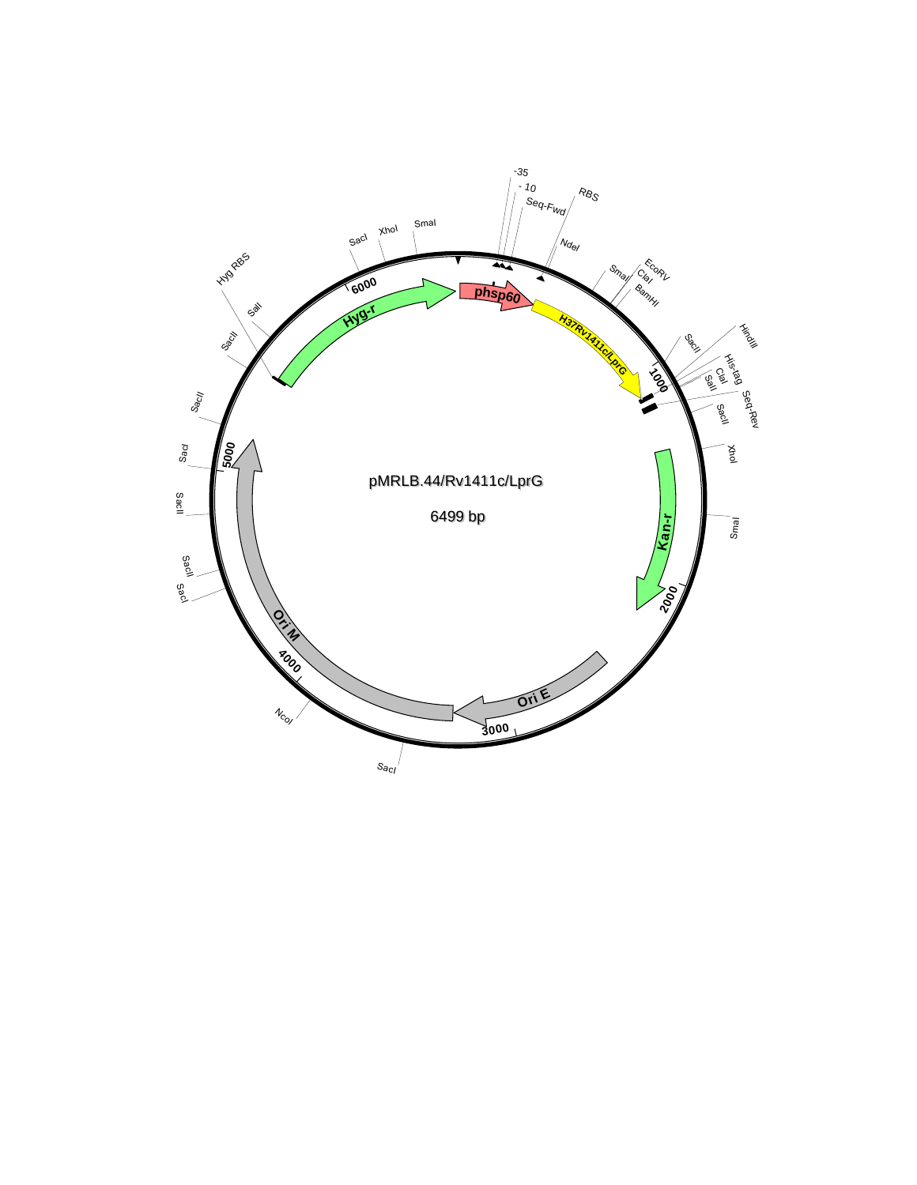pMRLB.44/Rv1411c/LprG

6499 bp

-35

- 10

Seq-Fwd

RBS

NdeI

SmaI

EcoRV

ClaI

BamHI

SacII

HindIII

His-tag

ClaI

SalI

Seq-Rev

SacII

XhoI

SmaI

1000

2000

3000

4000

5000

6000

phsp60

H37Rv1411c/LprG

Kan-r

Ori E

Ori M

Hyg-r

SacI

NcoI

SacI

SacII

SacII

SacI

SacII

SacII

SalI

Hyg RBS

SacI

XhoI

SmaI